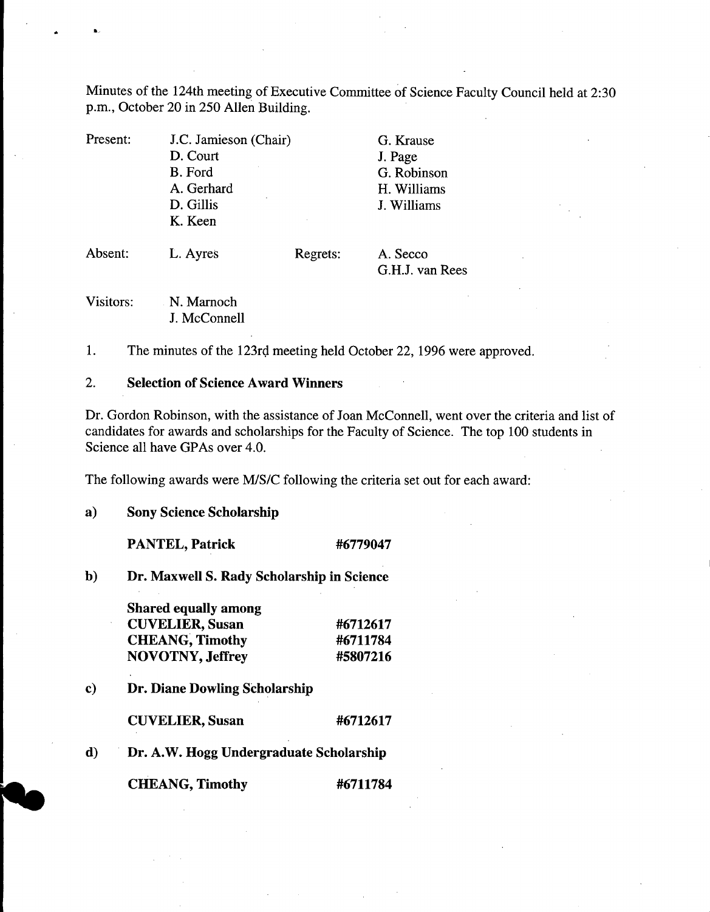Minutes of the 124th meeting of Executive Committee of Science Faculty Council held at 2:30 p.m., October 20 in 250 Allen Building.

| | | | |
|---|---|---|---|
| Present: | J.C. Jamieson (Chair) | | G. Krause |
| | D. Court | | J. Page |
| | B. Ford | | G. Robinson |
| | A. Gerhard | | H. Williams |
| | D. Gillis | | J. Williams |
| | K. Keen | | |
| Absent: | L. Ayres | Regrets: | A. Secco |
| | | | G.H.J. van Rees |
| Visitors: | N. Marnoch | | |
| | J. McConnell | | |

1. The minutes of the 123rd meeting held October 22, 1996 were approved.

2. **Selection of Science Award Winners**

Dr. Gordon Robinson, with the assistance of Joan McConnell, went over the criteria and list of candidates for awards and scholarships for the Faculty of Science. The top 100 students in Science all have GPAs over 4.0.

The following awards were M/S/C following the criteria set out for each award:

a) **Sony Science Scholarship**

**PANTEL, Patrick** **#6779047**

b) **Dr. Maxwell S. Rady Scholarship in Science**

**Shared equally among**
**CUVELIER, Susan** **#6712617**
**CHEANG, Timothy** **#6711784**
**NOVOTNY, Jeffrey** **#5807216**

c) **Dr. Diane Dowling Scholarship**

**CUVELIER, Susan** **#6712617**

d) **Dr. A.W. Hogg Undergraduate Scholarship**

**CHEANG, Timothy** **#6711784**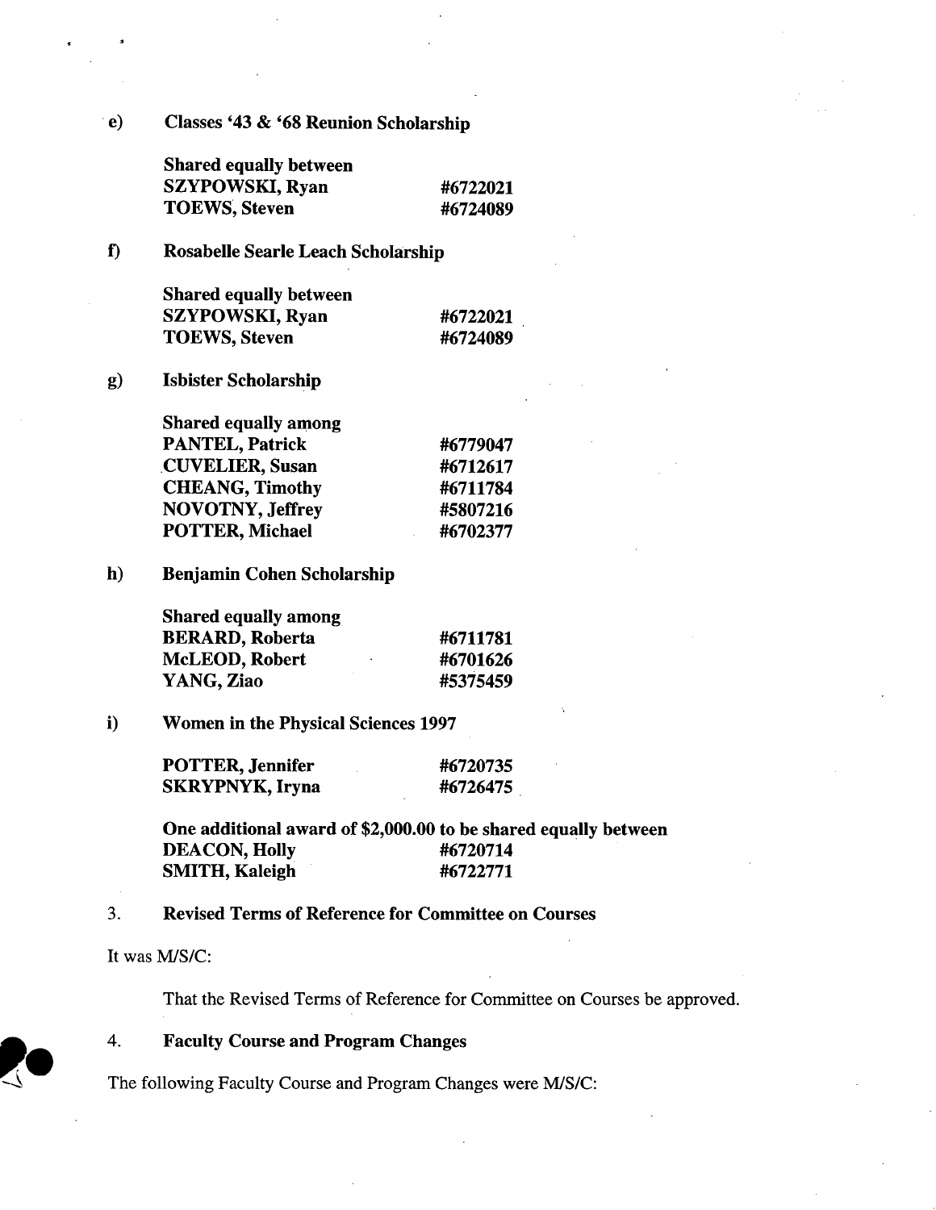e) **Classes '43 & '68 Reunion Scholarship**

**Shared equally between**

| | |
|---|---|
| **SZYPOWSKI, Ryan** | **#6722021** |
| **TOEWS, Steven** | **#6724089** |

f) **Rosabelle Searle Leach Scholarship**

**Shared equally between**

| | |
|---|---|
| **SZYPOWSKI, Ryan** | **#6722021** |
| **TOEWS, Steven** | **#6724089** |

g) **Isbister Scholarship**

**Shared equally among**

| | |
|---|---|
| **PANTEL, Patrick** | **#6779047** |
| **CUVELIER, Susan** | **#6712617** |
| **CHEANG, Timothy** | **#6711784** |
| **NOVOTNY, Jeffrey** | **#5807216** |
| **POTTER, Michael** | **#6702377** |

h) **Benjamin Cohen Scholarship**

**Shared equally among**

| | |
|---|---|
| **BERARD, Roberta** | **#6711781** |
| **McLEOD, Robert** | **#6701626** |
| **YANG, Ziao** | **#5375459** |

i) **Women in the Physical Sciences 1997**

| | |
|---|---|
| **POTTER, Jennifer** | **#6720735** |
| **SKRYPNYK, Iryna** | **#6726475** |

**One additional award of $2,000.00 to be shared equally between**

| | |
|---|---|
| **DEACON, Holly** | **#6720714** |
| **SMITH, Kaleigh** | **#6722771** |

3. **Revised Terms of Reference for Committee on Courses**

It was M/S/C:

That the Revised Terms of Reference for Committee on Courses be approved.

4. **Faculty Course and Program Changes**

The following Faculty Course and Program Changes were M/S/C: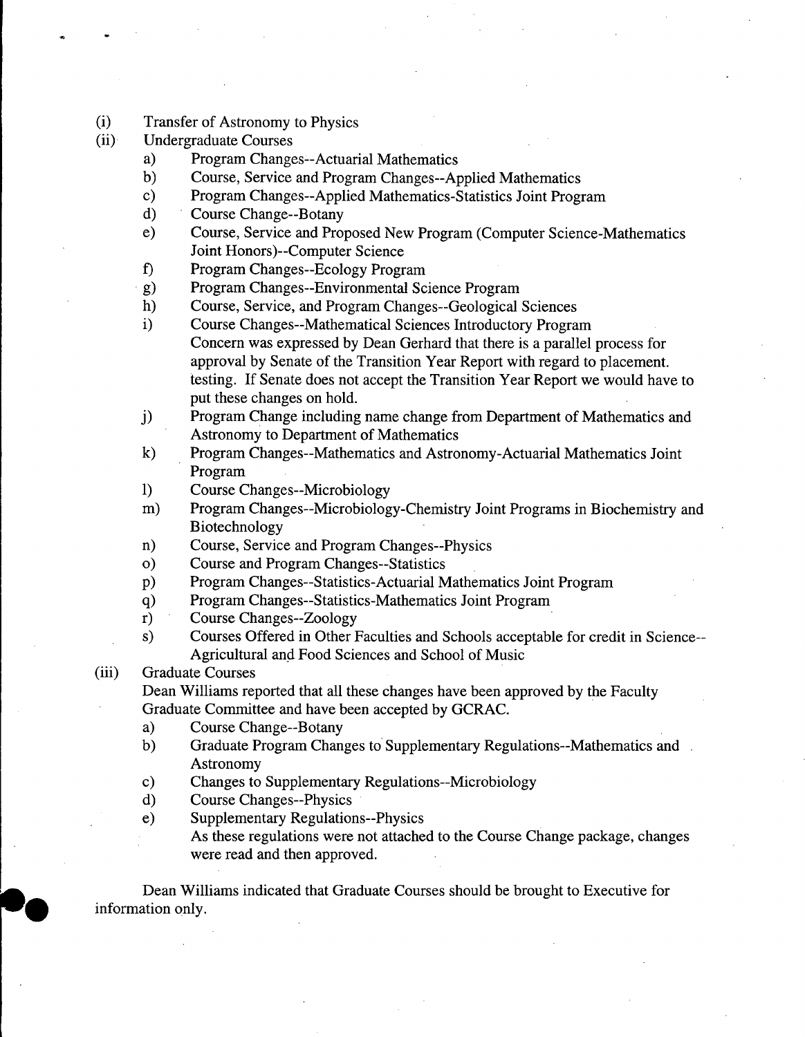(i) Transfer of Astronomy to Physics

(ii) Undergraduate Courses

a) Program Changes--Actuarial Mathematics
b) Course, Service and Program Changes--Applied Mathematics
c) Program Changes--Applied Mathematics-Statistics Joint Program
d) Course Change--Botany
e) Course, Service and Proposed New Program (Computer Science-Mathematics Joint Honors)--Computer Science
f) Program Changes--Ecology Program
g) Program Changes--Environmental Science Program
h) Course, Service, and Program Changes--Geological Sciences
i) Course Changes--Mathematical Sciences Introductory Program
   Concern was expressed by Dean Gerhard that there is a parallel process for approval by Senate of the Transition Year Report with regard to placement testing. If Senate does not accept the Transition Year Report we would have to put these changes on hold.
j) Program Change including name change from Department of Mathematics and Astronomy to Department of Mathematics
k) Program Changes--Mathematics and Astronomy-Actuarial Mathematics Joint Program
l) Course Changes--Microbiology
m) Program Changes--Microbiology-Chemistry Joint Programs in Biochemistry and Biotechnology
n) Course, Service and Program Changes--Physics
o) Course and Program Changes--Statistics
p) Program Changes--Statistics-Actuarial Mathematics Joint Program
q) Program Changes--Statistics-Mathematics Joint Program
r) Course Changes--Zoology
s) Courses Offered in Other Faculties and Schools acceptable for credit in Science--Agricultural and Food Sciences and School of Music

(iii) Graduate Courses

Dean Williams reported that all these changes have been approved by the Faculty Graduate Committee and have been accepted by GCRAC.

a) Course Change--Botany
b) Graduate Program Changes to Supplementary Regulations--Mathematics and Astronomy
c) Changes to Supplementary Regulations--Microbiology
d) Course Changes--Physics
e) Supplementary Regulations--Physics
   As these regulations were not attached to the Course Change package, changes were read and then approved.

Dean Williams indicated that Graduate Courses should be brought to Executive for information only.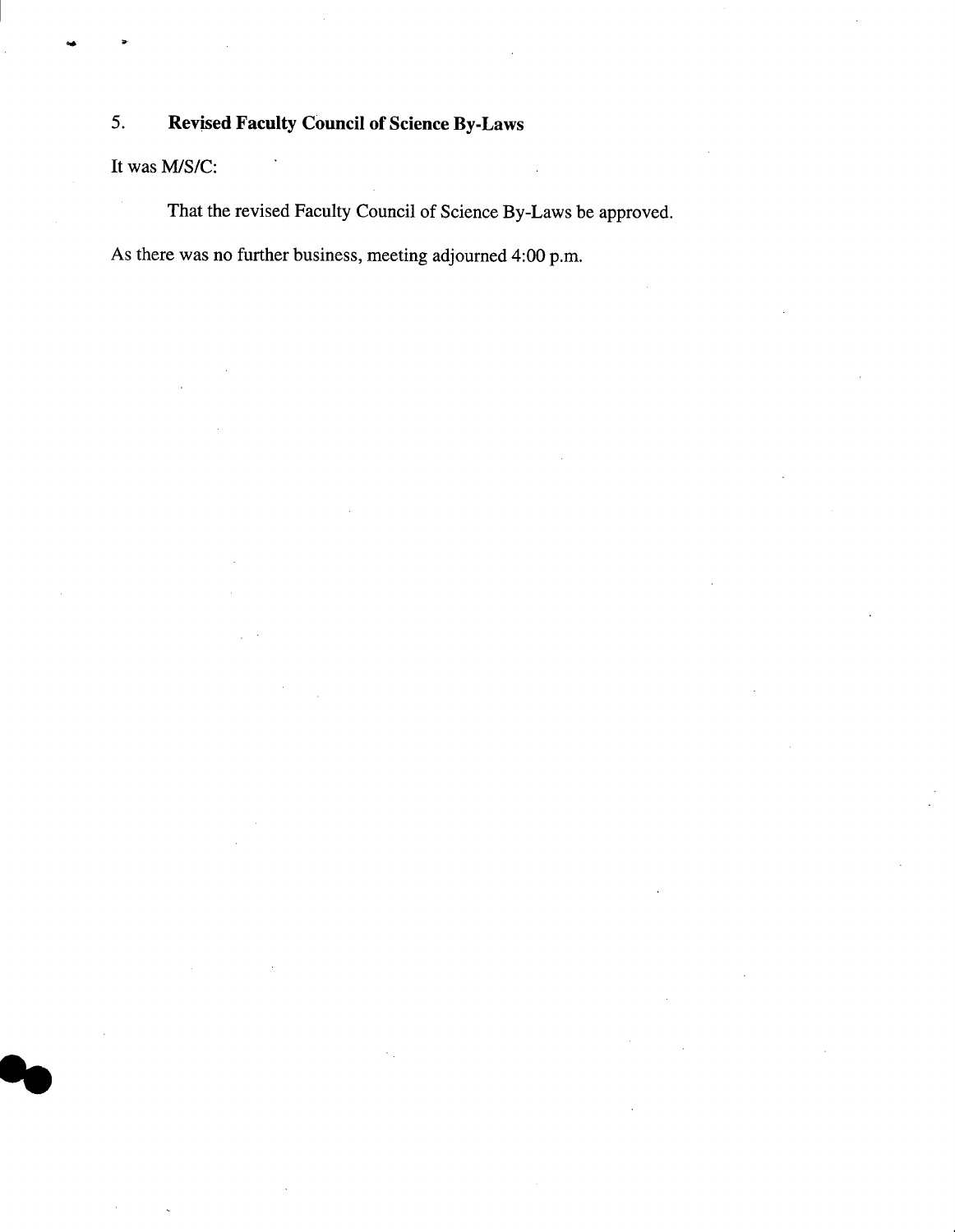5. **Revised Faculty Council of Science By-Laws**

It was M/S/C:

> That the revised Faculty Council of Science By-Laws be approved.

As there was no further business, meeting adjourned 4:00 p.m.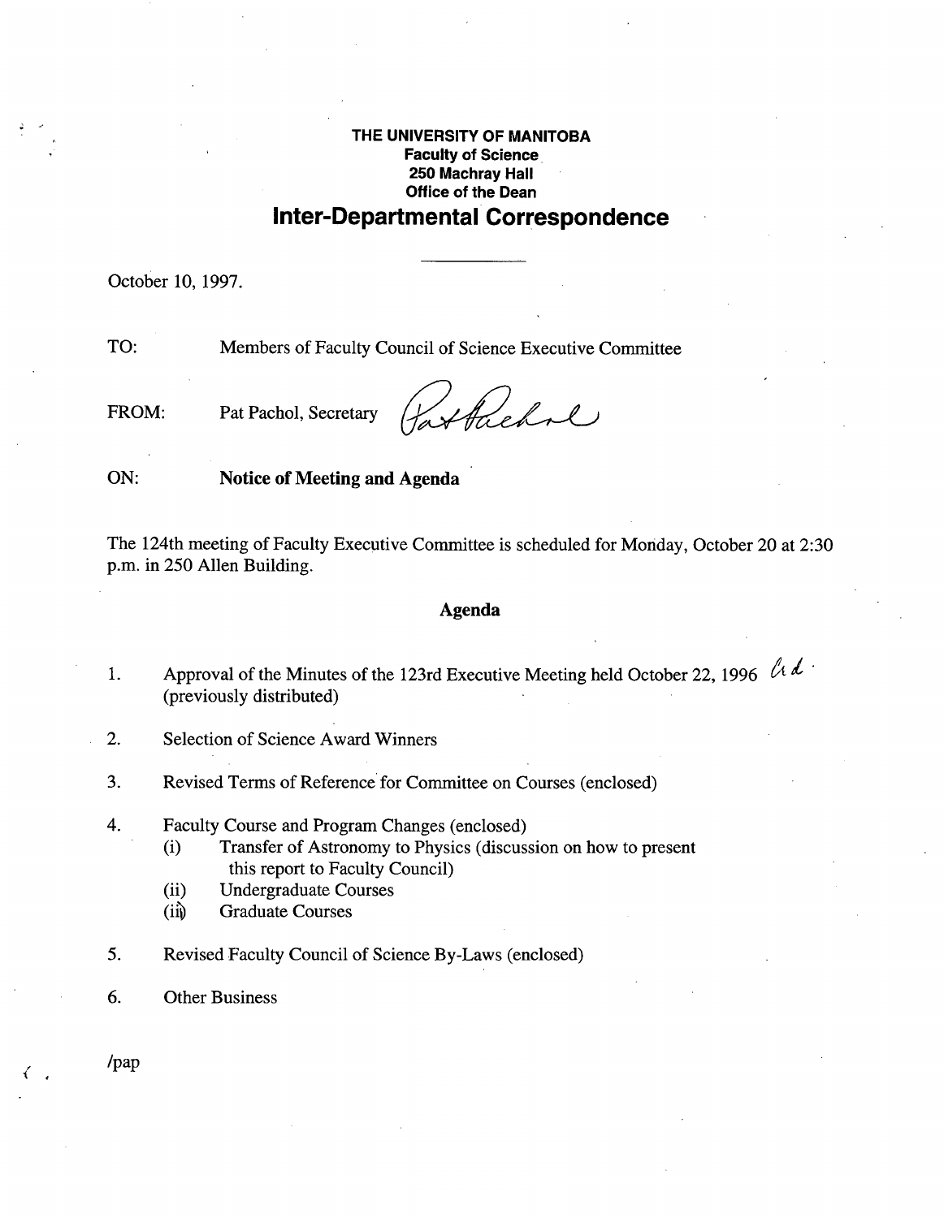**THE UNIVERSITY OF MANITOBA**
**Faculty of Science**
**250 Machray Hall**
**Office of the Dean**

# Inter-Departmental Correspondence

October 10, 1997.

TO: Members of Faculty Council of Science Executive Committee

FROM: Pat Pachol, Secretary *Pat Pachol*

ON: **Notice of Meeting and Agenda**

The 124th meeting of Faculty Executive Committee is scheduled for Monday, October 20 at 2:30 p.m. in 250 Allen Building.

## Agenda

1. Approval of the Minutes of the 123rd Executive Meeting held October 22, 1996 *cd.* (previously distributed)

2. Selection of Science Award Winners

3. Revised Terms of Reference for Committee on Courses (enclosed)

4. Faculty Course and Program Changes (enclosed)
   - (i) Transfer of Astronomy to Physics (discussion on how to present this report to Faculty Council)
   - (ii) Undergraduate Courses
   - (iii) Graduate Courses

5. Revised Faculty Council of Science By-Laws (enclosed)

6. Other Business

/pap